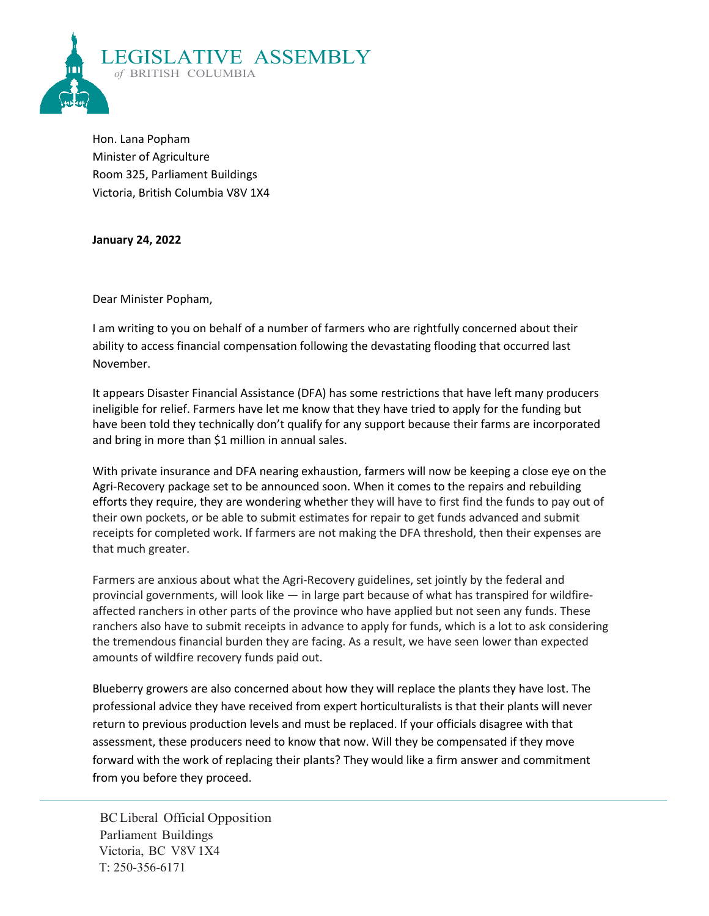LEGISLATIVE ASSEMBLY
*of* BRITISH COLUMBIA

Hon. Lana Popham
Minister of Agriculture
Room 325, Parliament Buildings
Victoria, British Columbia V8V 1X4

**January 24, 2022**

Dear Minister Popham,

I am writing to you on behalf of a number of farmers who are rightfully concerned about their ability to access financial compensation following the devastating flooding that occurred last November.

It appears Disaster Financial Assistance (DFA) has some restrictions that have left many producers ineligible for relief. Farmers have let me know that they have tried to apply for the funding but have been told they technically don't qualify for any support because their farms are incorporated and bring in more than $1 million in annual sales.

With private insurance and DFA nearing exhaustion, farmers will now be keeping a close eye on the Agri-Recovery package set to be announced soon. When it comes to the repairs and rebuilding efforts they require, they are wondering whether they will have to first find the funds to pay out of their own pockets, or be able to submit estimates for repair to get funds advanced and submit receipts for completed work. If farmers are not making the DFA threshold, then their expenses are that much greater.

Farmers are anxious about what the Agri-Recovery guidelines, set jointly by the federal and provincial governments, will look like — in large part because of what has transpired for wildfire-affected ranchers in other parts of the province who have applied but not seen any funds. These ranchers also have to submit receipts in advance to apply for funds, which is a lot to ask considering the tremendous financial burden they are facing. As a result, we have seen lower than expected amounts of wildfire recovery funds paid out.

Blueberry growers are also concerned about how they will replace the plants they have lost. The professional advice they have received from expert horticulturalists is that their plants will never return to previous production levels and must be replaced. If your officials disagree with that assessment, these producers need to know that now. Will they be compensated if they move forward with the work of replacing their plants? They would like a firm answer and commitment from you before they proceed.

BC Liberal Official Opposition
Parliament Buildings
Victoria, BC V8V 1X4
T: 250-356-6171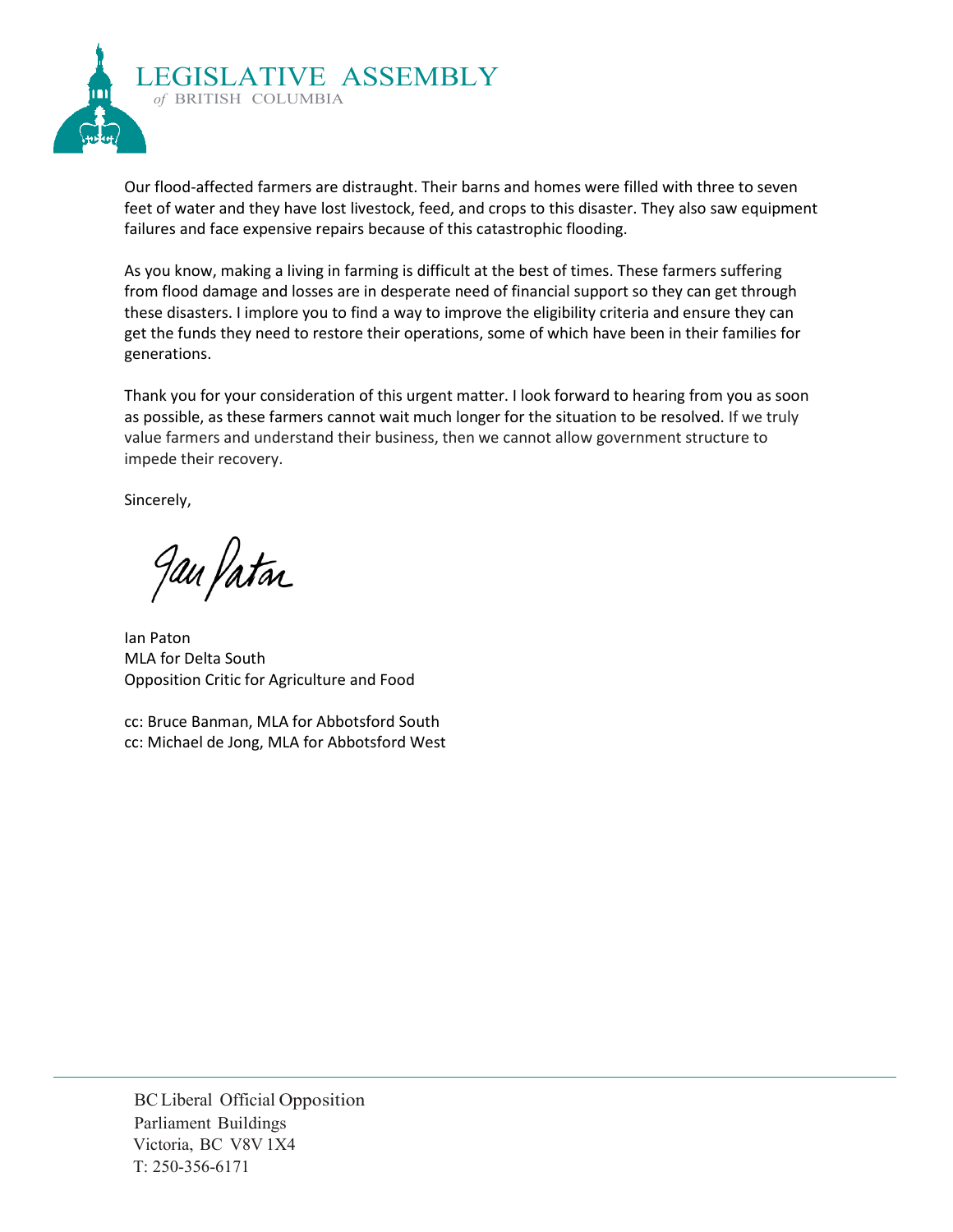LEGISLATIVE ASSEMBLY
*of* BRITISH COLUMBIA

Our flood-affected farmers are distraught. Their barns and homes were filled with three to seven feet of water and they have lost livestock, feed, and crops to this disaster. They also saw equipment failures and face expensive repairs because of this catastrophic flooding.

As you know, making a living in farming is difficult at the best of times. These farmers suffering from flood damage and losses are in desperate need of financial support so they can get through these disasters. I implore you to find a way to improve the eligibility criteria and ensure they can get the funds they need to restore their operations, some of which have been in their families for generations.

Thank you for your consideration of this urgent matter. I look forward to hearing from you as soon as possible, as these farmers cannot wait much longer for the situation to be resolved. If we truly value farmers and understand their business, then we cannot allow government structure to impede their recovery.

Sincerely,

Ian Paton
MLA for Delta South
Opposition Critic for Agriculture and Food

cc: Bruce Banman, MLA for Abbotsford South
cc: Michael de Jong, MLA for Abbotsford West

BC Liberal Official Opposition
Parliament Buildings
Victoria, BC V8V 1X4
T: 250-356-6171